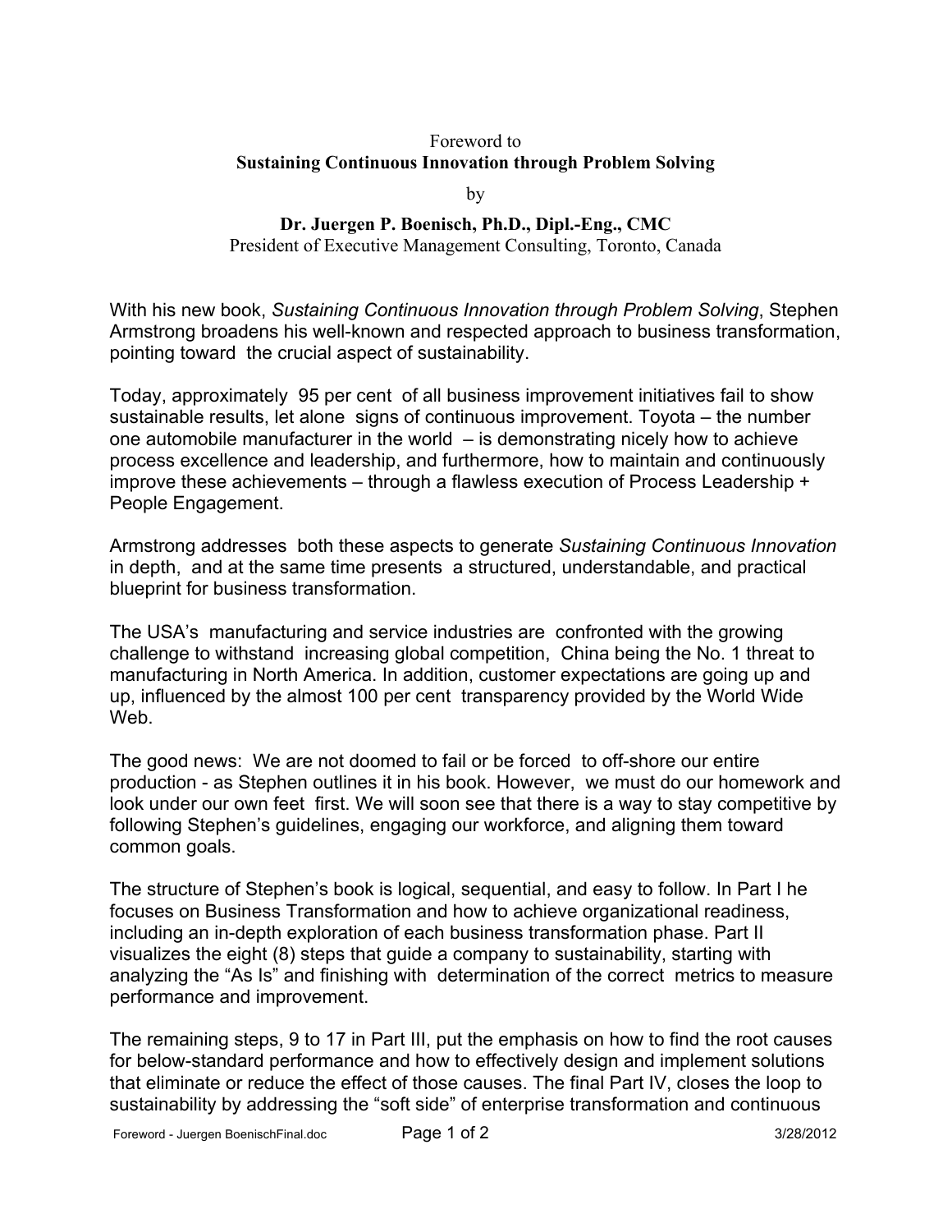Foreword to

**Sustaining Continuous Innovation through Problem Solving**

by

**Dr. Juergen P. Boenisch, Ph.D., Dipl.-Eng., CMC**

President of Executive Management Consulting, Toronto, Canada

With his new book, *Sustaining Continuous Innovation through Problem Solving*, Stephen Armstrong broadens his well-known and respected approach to business transformation, pointing toward the crucial aspect of sustainability.

Today, approximately 95 per cent of all business improvement initiatives fail to show sustainable results, let alone signs of continuous improvement. Toyota – the number one automobile manufacturer in the world – is demonstrating nicely how to achieve process excellence and leadership, and furthermore, how to maintain and continuously improve these achievements – through a flawless execution of Process Leadership + People Engagement.

Armstrong addresses both these aspects to generate *Sustaining Continuous Innovation* in depth, and at the same time presents a structured, understandable, and practical blueprint for business transformation.

The USA's manufacturing and service industries are confronted with the growing challenge to withstand increasing global competition, China being the No. 1 threat to manufacturing in North America. In addition, customer expectations are going up and up, influenced by the almost 100 per cent transparency provided by the World Wide Web.

The good news: We are not doomed to fail or be forced to off-shore our entire production - as Stephen outlines it in his book. However, we must do our homework and look under our own feet first. We will soon see that there is a way to stay competitive by following Stephen's guidelines, engaging our workforce, and aligning them toward common goals.

The structure of Stephen's book is logical, sequential, and easy to follow. In Part I he focuses on Business Transformation and how to achieve organizational readiness, including an in-depth exploration of each business transformation phase. Part II visualizes the eight (8) steps that guide a company to sustainability, starting with analyzing the "As Is" and finishing with determination of the correct metrics to measure performance and improvement.

The remaining steps, 9 to 17 in Part III, put the emphasis on how to find the root causes for below-standard performance and how to effectively design and implement solutions that eliminate or reduce the effect of those causes. The final Part IV, closes the loop to sustainability by addressing the "soft side" of enterprise transformation and continuous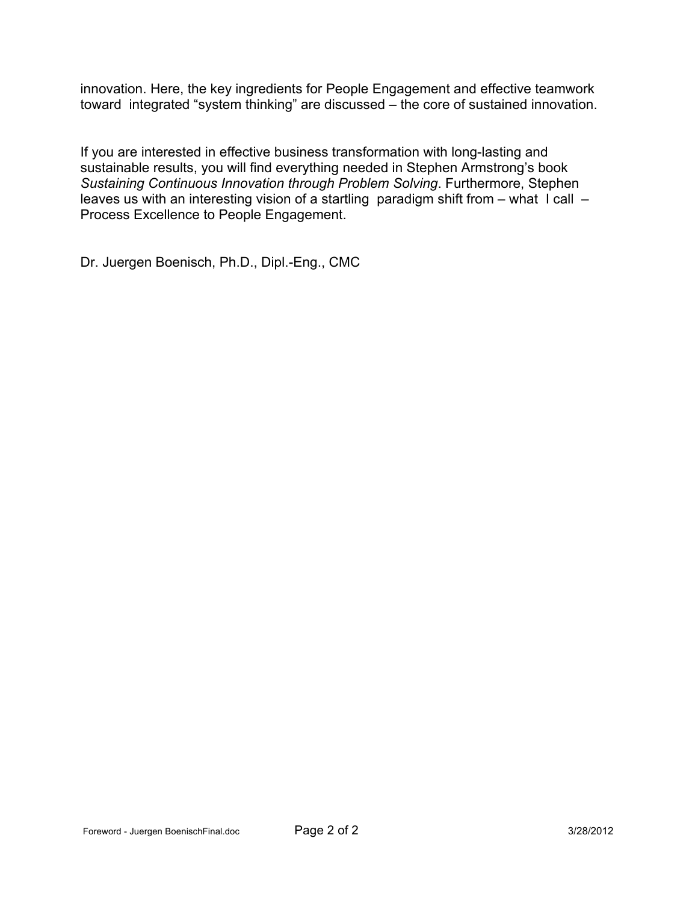innovation. Here, the key ingredients for People Engagement and effective teamwork toward integrated “system thinking” are discussed – the core of sustained innovation.

If you are interested in effective business transformation with long-lasting and sustainable results, you will find everything needed in Stephen Armstrong’s book *Sustaining Continuous Innovation through Problem Solving*. Furthermore, Stephen leaves us with an interesting vision of a startling paradigm shift from – what I call – Process Excellence to People Engagement.

Dr. Juergen Boenisch, Ph.D., Dipl.-Eng., CMC